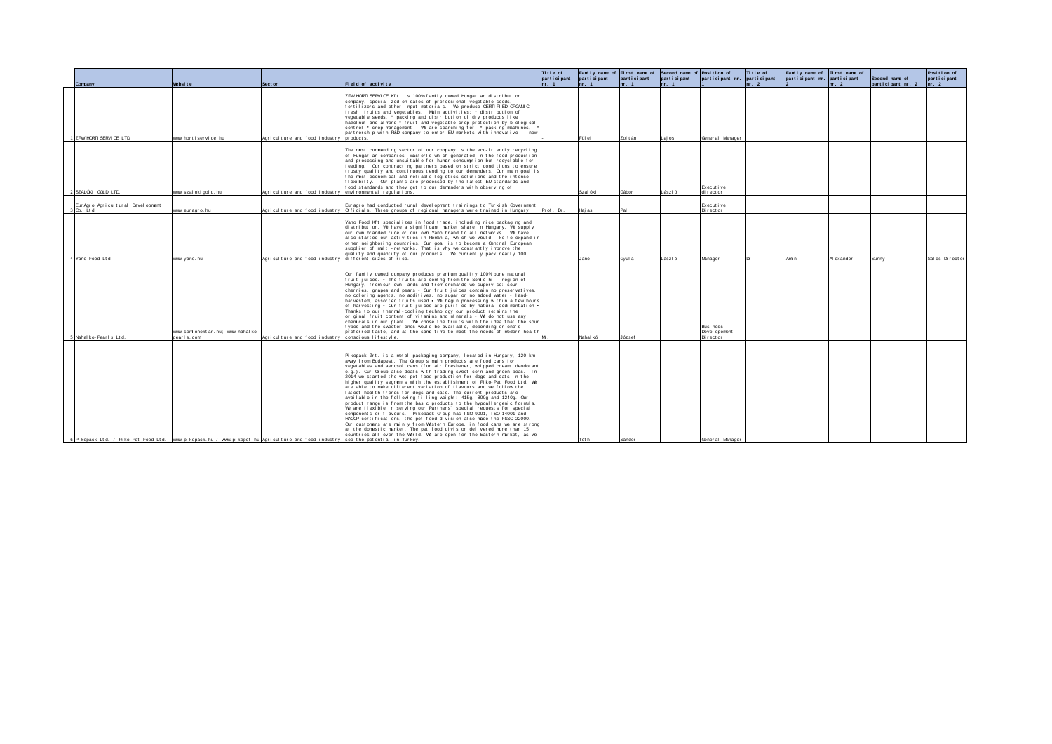| | Company | Website | Sector | Field of activity | Title of participant nr. 1 | Family name of participant nr. 1 | First name of participant nr. 1 | Second name of participant nr. 1 | Position of participant nr. 1 | Title of participant nr. 2 | Family name of participant nr. 2 | First name of participant nr. 2 | Second name of participant nr. 2 | Position of participant nr. 2 |
|---|---|---|---|---|---|---|---|---|---|---|---|---|---|---|
| 1 | ZFW HORTI SERVICE LTD. | www.hortiservice.hu | Agriculture and food industry | ZFW HORTI SERVICE Kft. is 100% family owned Hungarian distribution company, specialized on sales of professional vegetable seeds, fertilizers and other input materials. We produce CERTIFIED ORGANIC fresh fruits and vegetables. Main activities: * distribution of vegetable seeds, * packing and distribution of dry products like hazelnut and almond * fruit and vegetable crop protection by biological control * crop management We are searching for * packing machines, * partnership with R&D company to enter EU markets with innovative new products. | | Fülei | Zoltán | Lajos | General Manager | | | | | |
| 2 | SZALÓKI GOLD LTD. | www.szalokigold.hu | Agriculture and food industry | The most commanding sector of our company is the eco-friendly recycling of Hungarian companies' wasterls which generated in the food production and processing and unsuitable for human consumption but recyclable for feeding. Our contracting partners based on strict conditions to ensure trusty quality and continuous tending to our demanders. Our main goal is the most economical and reliable logistics solutions and the intense flexibilty. Our plants are processed by the latest EU standards and food standards and they get to our demanders with observing of environmental regulations. | | Szalóki | Gábor | László | Executive director | | | | | |
| 3 | EurAgro Agricultural Development Co. Ltd. | www.euragro.hu | Agriculture and food industry | Euragro had conducted rural development trainings to Turkish Government Officials. Three groups of regional managers were trained in Hungary | Prof. Dr. | Hajas | Pal | | Executive Director | | | | | |
| 4 | Yano Food Ltd | www.yano.hu | Agriculture and food industry | Yano Food Kft specializes in food trade, including rice packaging and distribution. We have a significant market share in Hungary. We supply our own branded rice or our own Yano brand to all networks. We have also started our activities in Romania, which we would like to expand in other neighboring countries. Our goal is to become a Central European supplier of multi-networks. That is why we constantly improve the quality and quantity of our products. We currently pack nearly 100 different sizes of rice. | | Janó | Gyula | László | Manager | Dr | Amin | Alexander | Sunny | Sales Director |
| 5 | Nahalko-Pearls Ltd. | www.somlonektar.hu; www.nahalko-pearls.com | Agriculture and food industry | Our family owned company produces premium quality 100% pure natural fruit juices. • The fruits are coming from the Somló hill region of Hungary, from our own lands and from orchards we supervise: sour cherries, grapes and pears • Our fruit juices contain no preservatives, no coloring agents, no additives, no sugar or no added water • Hand-harvested, assorted fruits used • We begin processing within a few hours of harvesting • Our fruit juices are purified by natural sedimentation • Thanks to our thermal-cooling technology our product retains the original fruit content of vitamins and minerals • We do not use any chemicals in our plant. We chose the fruits with the idea that the sour types and the sweeter ones would be available, depending on one's preferred taste, and at the same time to meet the needs of modern health conscious lifestyle. | Mr. | Nahalkó | József | | Business Development Director | | | | | |
| 6 | Pikopack Ltd. / Piko-Pet Food Ltd. | www.pikopack.hu / www.pikopet.hu | Agriculture and food industry | Pikopack Zrt. is a metal packaging company, located in Hungary, 120 km away from Budapest. The Group's main products are food cans for vegetables and aerosol cans (for air freshener, whipped cream, deodorant e.g.). Our Group also deals with trading sweet corn and green peas. In 2014 we started the wet pet food production for dogs and cats in the higher quality segments with the establishment of Piko-Pet Food Ltd. We are able to make different variation of flavours and we follow the latest health trends for dogs and cats. The current products are available in the following filling weight: 415g, 800g and 1240g. Our product range is from the basic products to the hypoallergenic formula. We are flexible in serving our Partners' special requests for special components or flavours. Pikopack Group has ISO 9001, ISO 14001 and HACCP certifications, the pet food division also made the FSSC 22000. Our customers are mainly from Western Europe, in food cans we are strong at the domestic market. The pet food division delivered more than 15 countries all over the World. We are open for the Eastern market, as we see the potential in Turkey. | | Tóth | Sándor | | General Manager | | | | | |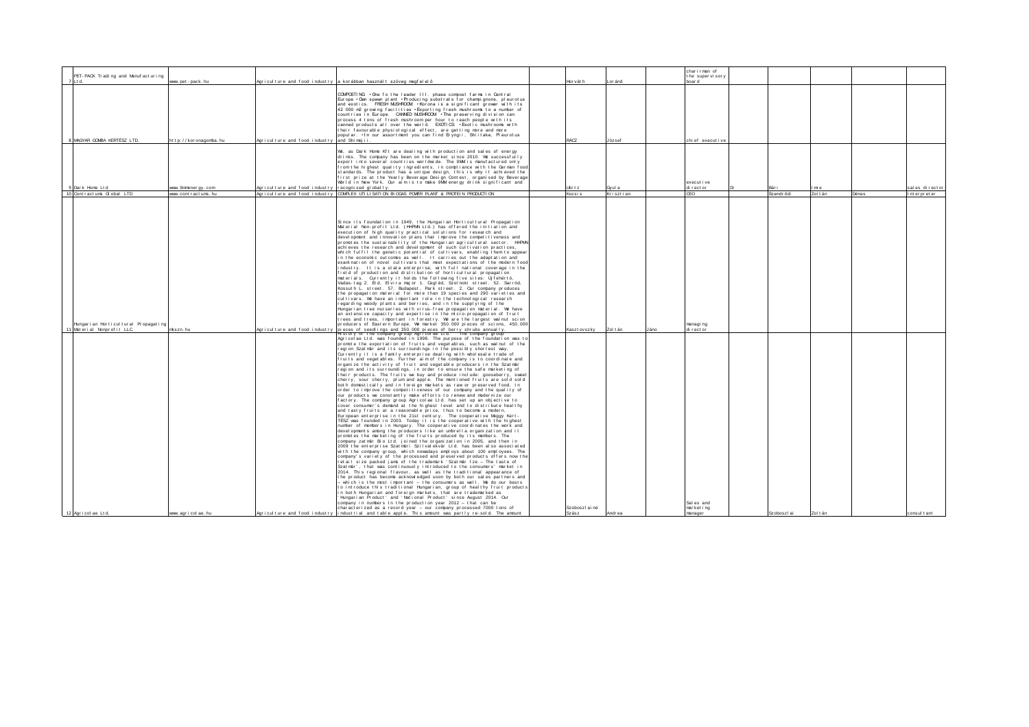| | | | | | | | | | | | | | | | | |
|---|---|---|---|---|---|---|---|---|---|---|---|---|---|---|---|---|
| 7 | PET-PACK Trading and Manufacturing Ltd. | www.pet-pack.hu | Agriculture and food industry | a korábban használt szöveg megfelelő | | Horváth | Loránd | | chairman of the supervisory board | | | | | | |
| 8 | MAGYAR GOMBA KERTÉSZ LTD. | http://koronagomba.hu | Agriculture and food industry | COMPOSTING: • One fo the leader III. phase compost farms in Central Europe • Own spawn plant • Producing substrats for champignons, pleurotus and exotics. FRESH MUSHROOM: • Korona is a significant grower with its 42 000 m2 growing facilities • Exporting fresh mushrooms to a number of countries in Europe. CANNED MUSHROOM: • The preserving division can process 4 tons of fresh mushroom per hour to reach people with its canned products all over the world. EXOTICS: • Exotic mushrooms with their favourable physiological effect, are getting more and more popular. • In our assortment you can find Eryngii, Shiitake, Pleurotus and Shimeji. | | RÁCZ | József | | chief executive | | | | | | |
| 9 | Dark Home Ltd | www.9mmenergy.com | Agriculture and food industry | We, as Dark Home Kft are dealing with production and sales of energy drinks. The company has been on the market since 2010. We successfully export into several countries worldwide. The 9MM is manufactured only from the highest quality ingredients, in compliance with the German food standards. The product has a unique design, this is why it achieved the first prize at the Yearly Beverage Design Contest, organised by Beverage World in New York. Our aim is to make 9MM energy drink significant and recognised globally. | | Ubitz | Gyula | | executive director | Dr | Bári | Imre | | sales director |
| 10 | Contractums Global LTD | www.contractums.hu | Agriculture and food industry | COMPLEX UTILISATION BIOGAS POWER PLANT & PROTEIN PRODUCTION | | Kocsis | Krisztian | | CEO | | Szendrődi | Zoltán | Dénes | Interpreter |
| 11 | Hungarian Horticultural Propagating Material Nonprofit LLC. | nkszn.hu | Agriculture and food industry | Since its foundation in 1949, the Hungarian Horticultural Propagation Material Non-profit Ltd. (HHPMN Ltd.) has offered the initiation and execution of high quality practical solutions for research and development and innovation plans that improve the competitiveness and promotes the sustainability of the Hungarian agricultural sector. HHPMN achieves the research and development of such cultivation practices, which fulfil the genetic potential of cultivars, enabling them to appear in the economic outcomes as well. It carries out the adaptation and examination of novel cultivars that meet expectations of the modern food industry. It is a state enterprise, with full national coverage in the field of production and distribution of horticultural propagation materials. Currently it holds the following five sites: Újfehértó, Vadas-tag 2. Érd, Elvira major 1. Cegléd, Szolnoki street. 52. Sarród, Kossuth L. street. 57. Budapest, Park street. 2. Our company produces the propagation material for more than 19 species and 290 varieties and cultivars. We have an important role in the technological research regarding woody plants and berries, and in the supplying of the Hungarian tree nurseries with virus-free propagation material. We have an extensive capacity and expertise in the micro-propagation of fruit trees and trees, important in forestry. We are the largest walnut scion producers of Eastern Europe. We market 350.000 pieces of scions, 450.000 pieces of seedlings and 350.000 pieces of berry shrubs annually. | | Kasztovszky | Zoltán | János | managing director | | | | | |
| 12 | Agricolae Ltd. | www.agricolae.hu | Agriculture and food industry | History of the company group Agricolae Ltd. The company group Agricolae Ltd. was founded in 1998. The purpose of the foundation was to promote the exportation of fruits and vegetables, such as walnut of the region Szatmár and its surroundings in the possibly shortest way. Currently it is a family enterprise dealing with wholesale trade of fruits and vegetables. Further aim of the company is to coordinate and organize the activity of fruit and vegetable producers in the Szatmár region and its surroundings, in order to ensure the safe marketing of their products. The fruits we buy and produce include: gooseberry, sweet cherry, sour cherry, plum and apple. The mentioned fruits are sold sold both domestically and in foreign markets as raw or preserved food. In order to improve the competitiveness of our company and the quality of our products we constantly make efforts to renew and modernize our factory. The company group Agricolae Ltd. has set up an objective to cover consumer's demand at the highest level and to distribute healthy and tasty fruits at a reasonable price, thus to become a modern, European enterprise in the 21st century. The cooperative Meggy Kert-TÉSZ was founded in 2003. Today it is the cooperative with the highest number of members in Hungary. The cooperative coordinates the work and developments among the producers like an umbrella organization and it promotes the marketing of the fruits produced by its members. The company zatmár Bio Ltd. joined the organization in 2005, and then in 2009 the enterprise Szatmári Szilvalekvár Ltd. has been also associated with the company group, which nowadays employs about 100 employees. The company's variety of the processed and preserved products offers now the retail size packed jams of the trademark 'Szatmár Íze – The taste of Szatmár', that was continuously introduced to the consumers' market in 2014. This regional flavour, as well as the traditional appearance of the product has been acknowledged soon by both our sales partners and – which is the most important – the consumers as well. We do our bests to introduce this traditional Hungarian, group of healthy fruit products in both Hungarian and foreign markets, that are trademarked as 'Hungarian Product' and 'National Product' since August 2014. Our company in numbers In the production year 2012 – that can be characterized as a record year – our company processed 7000 tons of industrial and table apple. This amount was partly re-sold. The amount | | Szoboszlainé Szász | Andrea | | Sales and marketing manager | | Szoboszlai | Zoltán | | consultant |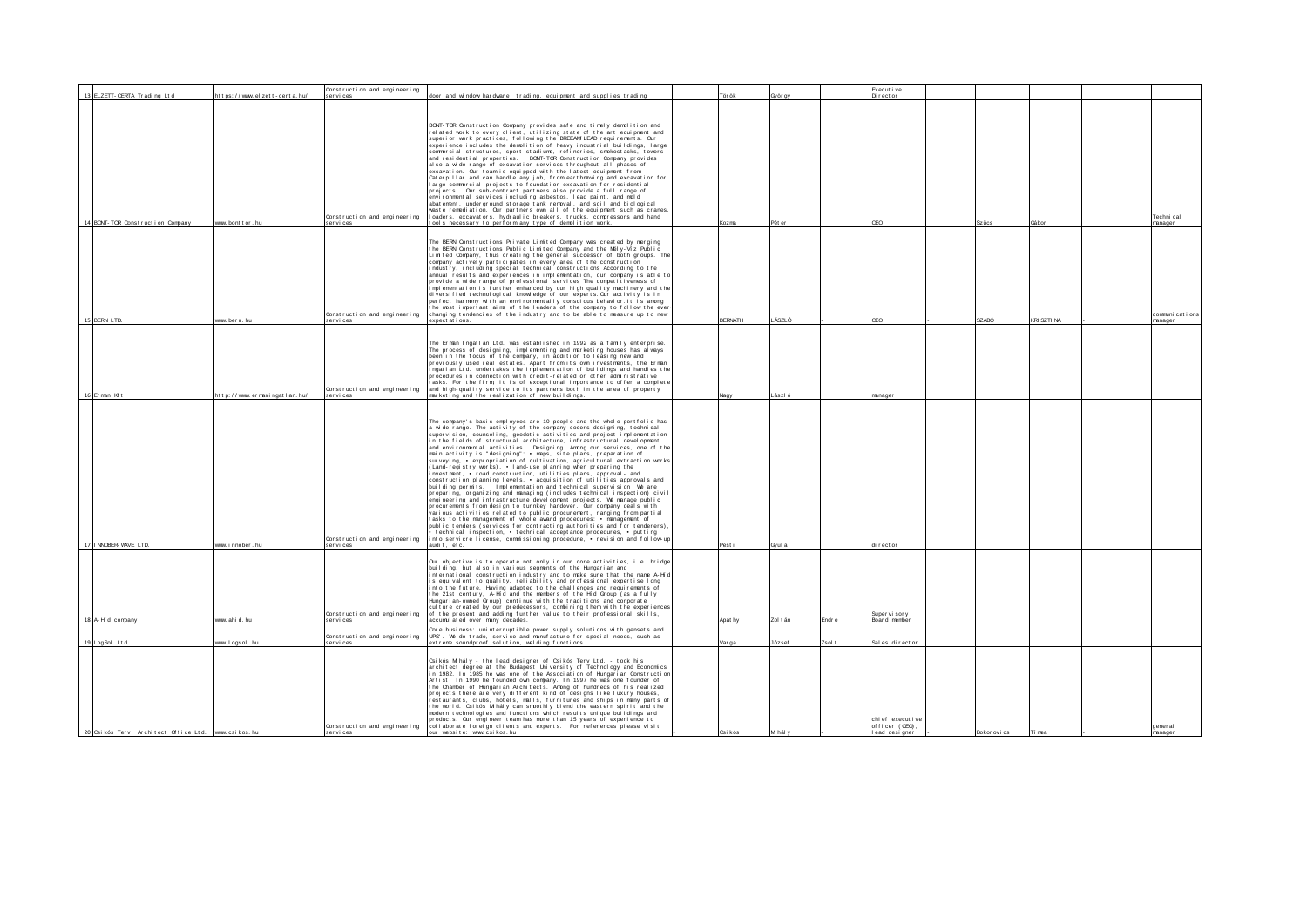| | | | | | | | | | | | | | |
|---|---|---|---|---|---|---|---|---|---|---|---|---|---|
| 13 ELZETT-CERTA Trading Ltd | https://www.elzett-certa.hu/ | Construction and engineering services | door and window hardware trading, equipment and supplies trading | | Török | György | | Executive Director | | | | | |
| 14 BONT-TOR Construction Company | www.bonttor.hu | Construction and engineering services | BONT-TOR Construction Company provides safe and timely demolition and related work to every client, utilizing state of the art equipment and superior work practices, following the BREEAM LEAD requirements. Our experience includes the demolition of heavy industrial buildings, large commercial structures, sport stadiums, refineries, smokestacks, towers and residential properties. BONT-TOR Construction Company provides also a wide range of excavation services throughout all phases of excavation. Our team is equipped with the latest equipment from Caterpillar and can handle any job, from earthmoving and excavation for large commercial projects to foundation excavation for residential projects. Our sub-contract partners also provide a full range of environmental services including asbestos, lead paint, and mold abatement, underground storage tank removal, and soil and biological waste remediation. Our partners own all of the equipment such as cranes, loaders, excavators, hydraulic breakers, trucks, compressors and hand tools necessary to perform any type of demolition work. | | Kozma | Péter | | CEO | | Szűcs | Gábor | | Technical manager |
| 15 BERN LTD. | www.bern.hu | Construction and engineering services | The BERN Constructions Private Limited Company was created by merging the BERN Constructions Public Limited Company and the Mély-Víz Public Limited Company, thus creating the general successor of both groups. The company actively participates in every area of the construction industry, including special technical constructions According to the annual results and experiences in implementation, our company is able to provide a wide range of professional services The competitiveness of implementation is further enhanced by our high quality machinery and the diversified technological knowledge of our experts. Our activity is in perfect harmony with an environmentally conscious behavior. It is among the most important aims of the leaders of the company to follow the ever changing tendencies of the industry and to be able to measure up to new expectations. | | BERNÁTH | LÁSZLÓ | - | CEO | - | SZABÓ | KRISZTINA | - | communications manager |
| 16 Erman Kft | http://www.ermaningatlan.hu/ | Construction and engineering services | The Erman Ingatlan Ltd. was established in 1992 as a family enterprise. The process of designing, implementing and marketing houses has always been in the focus of the company, in addition to leasing new and previously used real estates. Apart from its own investments, the Erman Ingatlan Ltd. undertakes the implementation of buildings and handles the procedures in connection with credit-related or other administrative tasks. For the firm, it is of exceptional importance to offer a complete and high-quality service to its partners both in the area of property marketing and the realization of new buildings. | | Nagy | László | | manager | | | | | |
| 17 INNOBER-WAVE LTD. | www.innober.hu | Construction and engineering services | The company's basic employees are 10 people and the whole portfolio has a wide range. The activity of the company cocers designing, technical supervision, counseling, geodetic activities and project implementation in the fields of structural architecture, infrastructural development and environmental activities. Designing Among our services, one of the main activity is "designing": • maps, site plans, preparation of surveying, • expropriation of cultivation, agricultural extraction works (Land-registry works), • land-use planning when preparing the investment, • road construction, utilities plans, approval- and construction planning levels, • acquisition of utilities approvals and building permits. Implementation and technical supervision We are preparing, organizing and managing (includes technical inspection) civil engineering and infrastructure development projects. We manage public procurements from design to turnkey handover. Our company deals with various activities related to public procurement, ranging from partial tasks to the management of whole award procedures: • management of public tenders (services for contracting authorities and for tenderers), • technical inspection, • technical acceptance procedures, • putting into service license, commissioning procedure, • revision and follow-up audit, etc. | | Pesti | Gyula | | director | | | | | |
| 18 A-Híd company | www.ahid.hu | Construction and engineering services | Our objective is to operate not only in our core activities, i.e. bridge building, but also in various segments of the Hungarian and international construction industry and to make sure that the name A-Híd is equivalent to quality, reliability and professional expertise long into the future. Having adapted to the challenges and requirements of the 21st century, A-Híd and the members of the Híd Group (as a fully Hungarian-owned Group) continue with the traditions and corporate culture created by our predecessors, combining them with the experiences of the present and adding further value to their professional skills, accumulated over many decades. | | Apáthy | Zoltán | Endre | Supervisory Board member | | | | | |
| 19 LogSol Ltd. | www.logsol.hu | Construction and engineering services | Core business: uninterruptible power supply solutions with gensets and UPS'. We do trade, service and manufacture for special needs, such as extreme soundproof solution, welding functions. | | Varga | József | Zsolt | Sales director | | | | | |
| 20 Csikós Terv Architect Office Ltd. | www.csikos.hu | Construction and engineering services | Csikós Mihály - the lead designer of Csikós Terv Ltd. - took his architect degree at the Budapest University of Technology and Economics in 1982. In 1985 he was one of the Association of Hungarian Construction Artist. In 1990 he founded own company. In 1997 he was one founder of the Chamber of Hungarian Architects. Among of hundreds of his realized projects there are very different kind of designs like luxury houses, restaurants, clubs, hotels, malls, furnitures and ships in many parts of the world. Csikós Mihály can smoothly blend the eastern spirit and the modern technologies and functions which results unique buildings and products. Our engineer team has more than 15 years of experience to collaborate foreign clients and experts. For references please visit our website: www.csikos.hu | - | Csikós | Mihály | | chief executive officer (CEO), lead designer | - | Bokorovics | Tímea | - | general manager |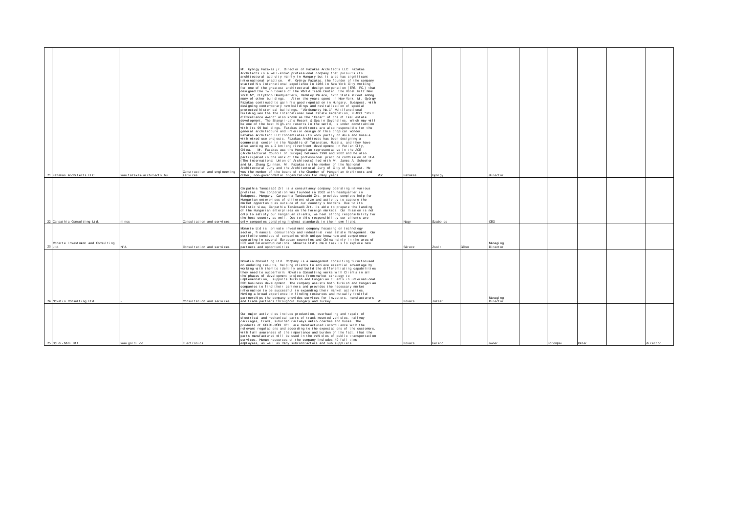| | | | | | | | | | | | | | | |
|---|---|---|---|---|---|---|---|---|---|---|---|---|---|---|
| 21 | Fazakas Architects LLC | www.fazakas-architects.hu | Construction and engineering services | Mr. György Fazakas jr. Director of Fazakas Architects LLC. Fazakas Architects is a well-known professional company that pursuits its architectural activity mainly in Hungary but it also has significant international practice. Mr. György Fazakas, the founder of the company started his international experience in 1986 in New York City working for one of the greatest architectural design corporation (ERS PC.) that designed the Twin towers of the World Trade Center, the Hotel Ritz New York NY, CityCorp Headquarters, Hemsley Palace, 17th State street among many of other buildings. After the years spent in New York, Mr. György Fazakas continued to gain his good reputation in Hungary, Budapest, with designing contemporary new buildings and revitalization of special protected historical buildings. "Vörösmarty No.1" Multifunctional Building won the The international Real Estate Federation, FIABCI "Prix d'Excellence Award" also known as the "Oscar" of the of real estate development. The Shangri-La's Resort & Spa in Seychelles, which may will be one of the best high-end resorts in the world, is under construction with its 99 buildings. Fazakas Architects are also responsible for the general architecture and interior design of this tropical wonder. Fazakas Architect LLC concentrates its work partly on Asia and Russia with mixed use projects. Fazakas Architects has been designing a commercial center in the Republic of Tatarstan, Russia, and they have also working on a 2 km long riverfront development in Putian City, China. Mr. Fazakas was the Hungarian representative in the ACE (Architectural Council of Europe) between 1998 and 2002 and he also participated in the work of the professional practice commission of UIA (The International Union of Architects) led with Mr. James A. Scheeler and Mr. Zhang Quinnan. Mr. Fazakas is the member of the National Architectural Jury and the Architectural Jury of City of Budapest. He was the member of the board of the Chamber of Hungarian Architects and other, non-governmental organizations for many years. | MSc | Fazakas | György | | director | | | | | |
| 22 | Carpathia Consulting Ltd. | nincs | Consultation and services | Carpathia Tanácsadó Zrt is a consultancy company operating in various profiles. The corporation was founded in 2002 with headquarter in Budapest, Hungary. Carpathia Tanácsadó Zrt. provides complete help for Hungarian enterprises of different size and activity to capture the market opportunities outside of our country's borders. Due to its holistic view, Carpathia Tanácsadó Zrt. is able to prepare the landing of the Hungarian enterprises on the foreign markets. Our mission is not only to satisfy our Hungarian clients, we feel strong responsibility for the host country as well. Due to this responsibility our clients are only companies complying highest standards in their own field. | | Nagy | Szabolcs | | CEO | | | | | |
| 23 | Monarte Investment and Consulting Ltd. | N/A | Consultation and services | Monarte Ltd is private investment company focusing on technology sector, financial consultancy and industrial real estate management. Our portfolio consists of companies with unique know-how and competence operating in several European countries and China mainly in the area of ICT and telecommunications. Monarte Ltd's main task is to explore new partners and opportunities. | | Sárecz | Zsolt | Gábor | Managing Director | | | | | |
| 24 | Novatio Consulting Ltd. | - | Consultation and services | Novatio Consulting Ltd. Company is a management consulting firm focused on enduring results, helping clients to achieve essential advantage by working with them to identify and build the differentiating capabilities they need to outperform. Novatio Consulting works with Clients in all the phases of development projects from market strategy to implementation. supports Turkish and Hungarian clients in international B2B business development. The company assists both Turkish and Hungarian companies to find their partners and provides the necessary market information to be successful in expanding their market activities. Having a broad experience in finding resources and mutually fruitful partnerships the company provides services for investors, manufacturers and trade partners throughout Hungary and Turkey. | Mr. | Kovács | József | | Managing Director | | | | | |
| 25 | Goldi-Módi Kft | www.goldi.co | Electronics | Our major activities include production, overhauling and repair of electrical and mechanical parts of track mounted vehicles, railway carriages, trams, suburban railways metro coaches and buses. The products of GOLDI-MÓDI Kft. are manufactured incompliance with the relevant regulations and according to the expectations of the customers, with full awareness of the importance and burden of the fact, that the parts manufactured will be used in the vehicles of public transportation services. Human resources of the company includes 40 full time employees, as well as many subcontractors and sub suppliers. | | Kovacs | Ferenc | | owner | | Korompai | Péter | | director |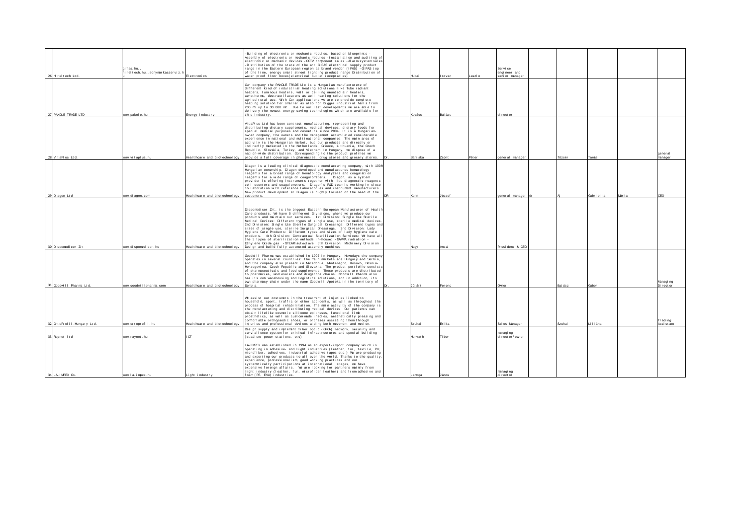| | | | | | | | | | | | | | | |
|---|---|---|---|---|---|---|---|---|---|---|---|---|---|---|
| 26 | Hireltech Ltd. | gifas.hu, hireltech.hu, sonymarkaszerviz.hu | Electronics | -Building of electronic or mechanic modules, based on blueprints -Assembly of electronic or mechanic modules -Installation and auditing of electronic or mechanic devices -CCTV component sales -Alarm system sales -Distribution of the state of the art GIFAS electrical supply product range in the Eastern European region as brand vendor (IP65) -GIFAS top of the line, energy smart street lighting product range Distribution of water proof floor boxes(electrical outlet receptacles) | | Hubai | István | László | Service engineer and senior manager | | | | | |
| 27 | PAKOLE TRADE LTD | www.pakole.hu | Energy industry | Our company the PAKOLE TRADE Llc is a Hungarian manufacturere of different kind of industrial heating solutions like Tube radiant heaters, luminous heaters, wall or ceiling mounted air heaters, aerotherms, destractifacators as well heating solutions for the agricultural use. With Our applications we are to provide complete heating solution for smaller as for bigger industrial halls from 200 m2 up tu 30 000 m2 . Due to our last developments we are able to delivery the newest energy saving technologies which are available for this industry. | | Kovács | Balázs | | director | | | | | |
| 28 | VitaPlus Ltd. | www.vitaplus.hu | Healthcare and biotechnology | VitaPlus Ltd has been contract manufacturing, representing and distributing dietary supplements, medical devices, dietary foods for special medical purposes and cosmetics since 2004. It is a Hungarian-owned company, the owners and the management accumulated considerable experience in national and multinational companies. The main area of activity is the Hungarian market, but our products are directly or indirectly marketed in the Netherlands, Greece, Lithuania, the Czech Republic, Slovakia, Turkey, and Vietnam. In Hungary, we dispose of a nation-wide distribution. Corresponding to the product profiles we provide a full coverage in pharmacies, drug stores and grocery stores. | Dr. | Bariska | Zsolt | Péter | general manager | | Tözsér | Tamás | | general manager |
| 29 | Diagon Ltd | www.diagon.com | Healthcare and biotechnology | Diagon is a leading clinical diagnostic manufacturing company, with 100% Hungarian ownership. Diagon developed and manufactures hematology reagents for a broad range of hematology analyzers and coagulation reagents for a wide range of coagulometers. Diagon, as a system provider is offering instruments together with its diagnostic reagents cell counters and coagulometers. Diagon's R&D team is working in close collaboration with reference laboratories and instrument manufacturers. New product development at Diagon is highly focused on the need of the customers. | DR | Kern | József | | general manager | dr | Áj | Gabriella | Mária | CEO |
| 30 | Dispomedicor Zrt | www.dispomedicor.hu | Healthcare and biotechnology | Dispomedicor Zrt. is the biggest Eastern European Manufacturer of Health Care products. We have 5 different Divisions, where we produce our products and maintain our services. 1st Division: Single Use Sterile Medical Devices: Different types of single use, sterile medical devices. 2nd Division: Single Use Sterile Surgical Dressings: Different types and sizes of single use, sterile Surgical Dressings. 3rd Division: Lady Hygiene Care Products: Different types and sizes of lady hygiene care products. 4th Division: Contractual Sterilization Services: We have all the 3 types of sterilization methods in-house: -GAMMA radiation -Ethylene Oxide gas -STEAM autoclave 5th Division: Machinery Division Design and build fully automated assembly machines. | | Nagy | Antal | | President & CEO | | | | | |
| 31 | Goodwill Pharma Ltd. | www.goodwillpharma.com | Healthcare and biotechnology | Goodwill Pharma was established in 1997 in Hungary. Nowadays the company operates in several countries: the main markets are Hungary and Serbia, and the company also present in Macedonia, Montenegro, Kosovo, Bosnia-Herzegovina, Czech Republic and Slovakia. The product portfolio consists of pharmaceuticals and food supplements. These products are distributed to pharmacies, wholesalers and drugstore chains. Goodwill Pharma also has its own warehousing and logistics solutions, and in addition, its own pharmacy chain under the name Goodwill Apoteka in the territory of Serbia. | Dr. | Jójárt | Ferenc | | Owner | | Bajúsz | Gábor | | Managing Director |
| 32 | OrtoProfil-Hungary Ltd. | www.ortoprofil.hu | Healthcare and biotechnology | We assist our costumers in the treatment of injuries linked to household, sport, traffic or other accidents, as well as throughout the process of hospital rehabilitation. The main activity of the company is the manufacturing and distributing medical devices. Our patients can obtain lifelike cosmetic silicone epitheses, functional limb prosthetics, as well as custom made insoles, aesthetically pleasing and comfortable orthopaedic shoes, or ortheses assisting them through injuries and professional devices aiding both movement and motion. | | Szuhai | Erika | | Sales Manager | | Szuhai | Liliána | | Trading Assistant |
| 33 | Raynet ltd | www.raynet.hu | ICT | Design supply and implement fiber optic (GPON) network, security and surviallence system for critical infrastructures and special building (stadium, power stations, etc) | | Horvath | Tibor | | managing director/owner | | | | | |
| 34 | LA-IMPEX Co. | www.la-impex.hu | Light industry | LA-IMPEX was established in 1994 as an export-import company which is operating in adhesive- and light industries (leather, fur, textile, PU, microfiber, adhesives, industrial adhesive tapes etc.) We are producing and exporting our products to all over the world. Thanks to the quality, experience, professionalism, good working practices and our systematically participations at international stages, we have extensive foreign affairs. We are looking for partners mainly from light industry (leather, fur, microfiber leather) and from adhesive and foam (PE, EVA) industries. | | Lamboga | János | | managing director | | | | | |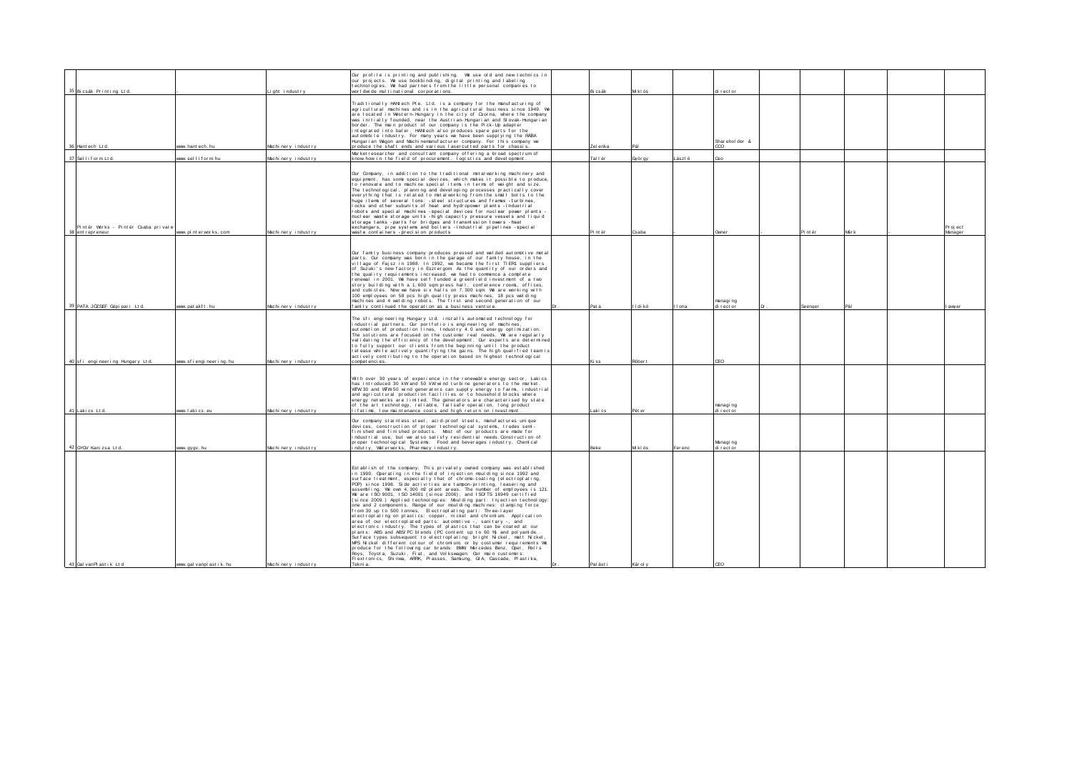| | | | | | | | | | | | | | | |
|---|---|---|---|---|---|---|---|---|---|---|---|---|---|---|
| 35 | Bicsák Printing Ltd. | - | Light industry | Our profile is printing and publishing. We use old and new technics in our projects. We use bookbinding, digital printing and labeling technologies. We had partners from the little personal companies to worldwide multinational corporations. | | Bicsák | Miklós | | director | | | | | |
| 36 | Hantech Ltd. | www.hantech.hu | Machinery industry | Traditionally HANtech Pte. Ltd. is a company for the manufacturing of agricultural machines and is in the agricultural business since 1949. We are located in Western-Hungary in the city of Csorna, where the company was initially founded, near the Austrian-Hungarian and Slovak-Hungarian border. The main product of our company is the Pick-Up adapter integrated into baler. HANtech also produces spare parts for the automobile industry. For many years we have been supplying the RABA Hungarian Wagon and Machinemanufacturer company. For this company we produce the shaft ends and various lasercutted parts for chassis. | | Zelenka | Pál | | Shareholder & COO | | | | | |
| 37 | Selliform Ltd. | www.selliform.hu | Machinery industry | Marketresearcher and consultant company offering a broad spectrum of know-how in the field of procurement, logistics and development. | | Tallér | György | László | Ceo | | | | | |
| 38 | Pintér Works - Pintér Csaba private entrepreneur | www.pinterworks.com | Machinery industry | Our Company, in addition to the traditional metalworking machinery and equipment, has some special devices, which makes it possible to produce, to renovate and to machine special items in terms of weight and size. The technological, planning and developing processes practically cover everything that is related to metalworking from the small bolts to the huge items of several tons: -steel structures and frames -turbines, locks and other subunits of heat and hydropower plants -industrial robots and special machines -special devices for nuclear power plants -nuclear waste storage units -high capacity pressure vessels and liquid storage tanks -parts for bridges and transmission towers -heat exchangers, pipe systems and boilers -industrial pipelines -special waste containers -precision products | | Pintér | Csaba | | Owner | - | Pintér | Márk | - | Project Manager |
| 39 | PATA JÓZSEF Gépipari Ltd. | www.patakft.hu | Machinery industry | Our family business company produces pressed and welded automotive metal parts. Our company was born in the garage of our family house, in the village of Fajsz in 1988. In 1992, we became the first TIER1 suppliers of Suzuki's new factory in Esztergom. As the quantity of our orders and the quality requirements increased, we had to commence a complete renewal in 2001. We have self funded a greenfield investment of a two story building with a 1,600 sqm press hall, conference rooms, offices, and cubicles. Now we have six halls on 7,300 sqm. We are working with 100 employees on 58 pcs high quality press machines, 18 pcs welding machines and 4 welding robots. The first and second generation of our family continued the operation as a business venture. | Dr. | Pata | Ildikó | Ilona | managing director | Dr. | Seenger | Pál | | lawyer |
| 40 | sfi engineering Hungary Ltd. | www.sfiengineering.hu | Machinery industry | The sfi engineering Hungary Ltd. installs automated technology for industrial partners. Our portfolio is engineering of machines, automation of production lines, Industry 4.0 and energy optimization. The solutions are focused on the customer real needs. We are regularly validating the efficiency of the development. Our experts are determined to fully support our clients from the beginning until the product release while actively quantifying the gains. The high qualified team is actively contributing to the operation based on highest technological competencies. | | Kiss | Róbert | | CEO | | | | | |
| 41 | Lakics Ltd. | www.lakics.eu | Machinery industry | With over 30 years of experience in the renewable energy sector, Lakics has introduced 30 kW and 50 kW wind turbine generators to the market. WTW30 and WTW50 wind generators can supply energy to farms, industrial and agricultural production facilities or to household blocks where energy networks are limited. The generators are characterised by state of the art technology, reliable, failsafe operation, long product lifetime, low maintenance costs and high return on investment. | | Lakics | Péter | | managing director | | | | | |
| 42 | GYGV Kanizsa Ltd. | www.gygv.hu | Machinery industry | Our company stainless steels, acid-proof steels, manufactures unique devices, construction of proper technological systems, trades semi-finished and finished products. Most of our products are made for industrial use, but we also satisfy residential needs.Construction of proper technological Systems: Food and beverages industry, Chemical indutry, Waterworks, Pharmacy industry. | | Beke | Miklós | Ferenc | Managing director | | | | | |
| 43 | GalvanPlastik Ltd | www.galvanplastik.hu | Machinery industry | Establish of the company: This privately owned company was established in 1990. Operating in the field of injection moulding since 1992 and surface treatment, especially that of chrome-coating (electroplating, POP) since 1998. Side activities are tampon-printing, leasering and assembling. We own 4,300 m2 plant areas. The number of employees is 121. We are ISO 9001, ISO 14001 (since 2006), and ISO/TS 16949 certified (since 2009.) Applied technologies: Moulding part: Injection technology: one and 2 components. Range of our moulding machines: clamping force from 30 up to 500 tonnes, Electroplating part: Three-layer electroplating on plastics: copper, nickel and chromium. Application area of our electroplated parts: automotive -, sanitary -, and electronic industry. The types of plastics that can be coated at our plants: ABS and ABS/PC blends (PC content up to 60 %) and polyamide. Surface types subsequent to electroplating: bright Nickel, matt Nickel, MPS Nickel different colour of chromium or by costumer requirements We produce for the following car brands: BMW, Mercedes Benz, Opel, Rolls Roys, Toyota, Suzuki, Fiat, and Volkswagen. Our main customers: Flextronics, Shimna, ARRK, Plasses, Samsung, GIA, Cascade, Plastika, Teknia. | Dr. | Palásti | Károly | | CEO | | | | | |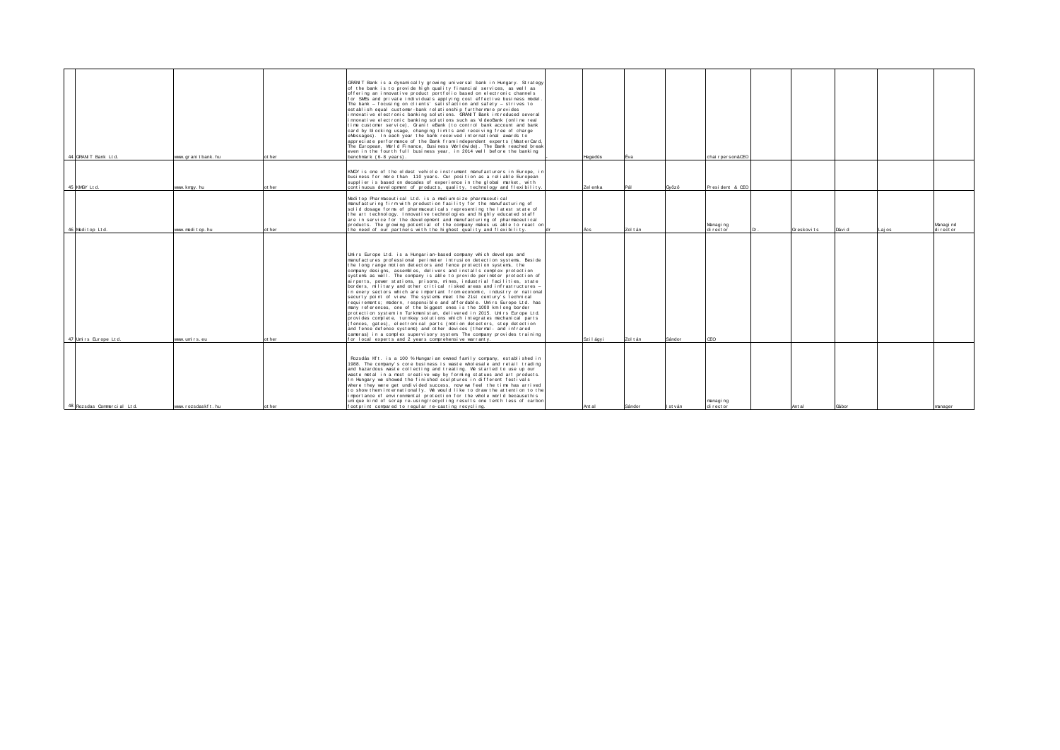| | | | | | | | | | | | | | | |
|---|---|---|---|---|---|---|---|---|---|---|---|---|---|---|
| 44 | GRANIT Bank Ltd. | www.granitbank.hu | other | GRANIT Bank is a dynamically growing universal bank in Hungary. Strategy of the bank is to provide high quality financial services, as well as offering an innovative product portfolio based on electronic channels for SMEs and private individuals applying cost effective business model. The bank – focusing on clients' satisfaction and safety – strives to establish equal customer-bank relationship furthermore provides innovative electronic banking solutions. GRANIT Bank introduced several innovative electronic banking solutions such as VideoBank (online real time customer service), Granit eBank (to control bank account and bank card by blocking usage, changing limits and receiving free of charge eMessages). In each year the bank received international awards to appreciate performance of the Bank from independent experts (MasterCard, The European, World Finance, Business Worldwide). The Bank reached break even in the fourth full business year, in 2014 well before the banking benchmark (6-8 years). | . | Hegedűs | Éva | | chairperson&CEO | | | | | |
| 45 | KMGY Ltd. | www.kmgy.hu | other | KMGY is one of the oldest vehicle instrument manufacturers in Europe, in business for more than 110 years. Our position as a reliable European supplier is based on decades of experience in the global market, with continuous development of products, quality, technology and flexibility. | | Zelenka | Pál | Győző | President & CEO | | | | | |
| 46 | Meditop Ltd. | www.meditop.hu | other | Meditop Pharmaceutical Ltd. is a medium size pharmaceutical manufacturing firm with production facility for the manufacturing of solid dosage forms of pharmaceuticals representing the latest state of the art technology. Innovative technologies and highly educated staff are in service for the development and manufacturing of pharmaceutical products. The growing potential of the company makes us able to react on the need of our partners with the highest quality and flexibility. | dr | Ács | Zoltán | | Managing director | Dr. | Greskovits | Dávid | Lajos | Managing director |
| 47 | Umirs Europe Ltd. | www.umirs.eu | other | Umirs Europe Ltd. is a Hungarian-based company which develops and manufactures professional perimeter intrusion detection systems. Beside the long range motion detectors and fence protection systems, the company designs, assembles, delivers and installs complex protection systems as well. The company is able to provide perimeter protection of airports, power stations, prisons, mines, industrial facilities, state borders, military and other critical risked areas and infrastructures – in every sectors which are important from economic, industry or national securty point of view. The systems meet the 21st century's technical requirements; modern, responsible and affordable. Umirs Europe Ltd. has many references, one of the biggest ones is the 1000 km long border protection system in Turkmenistan, delivered in 2015. Umirs Europe Ltd. provides complete, turnkey solutions which integrates mechanical parts (fences, gates), electronical parts (motion detectors, step detection and fence defence systems) and other devices (thermal- and infrared cameras) in a complex supervisory system. The company provides training for local experts and 2 years comprehensive warranty. | | Szilágyi | Zoltán | Sándor | CEO | | | | | |
| 48 | Rozsdas Commercial Ltd. | www.rozsdaskft.hu | other | Rozsdás Kft. is a 100 % Hungarian owned family company, established in 1988. The company's core business is waste wholesale and retail trading and hazardous waste collecting and treating. We started to use up our waste metal in a most creative way by forming statues and art products. In Hungary we showed the finished sculptures in different festivals where they were get undivided success, now we feel the time has arrived to show them internationally. We would like to draw the attention to the importance of environmental protection for the whole world becausethis unique kind of scrap re-using/recycling results one tenth less of carbon footprint compared to regular re-casting recycling. | | Antal | Sándor | István | managing director | | Antal | Gábor | | manager |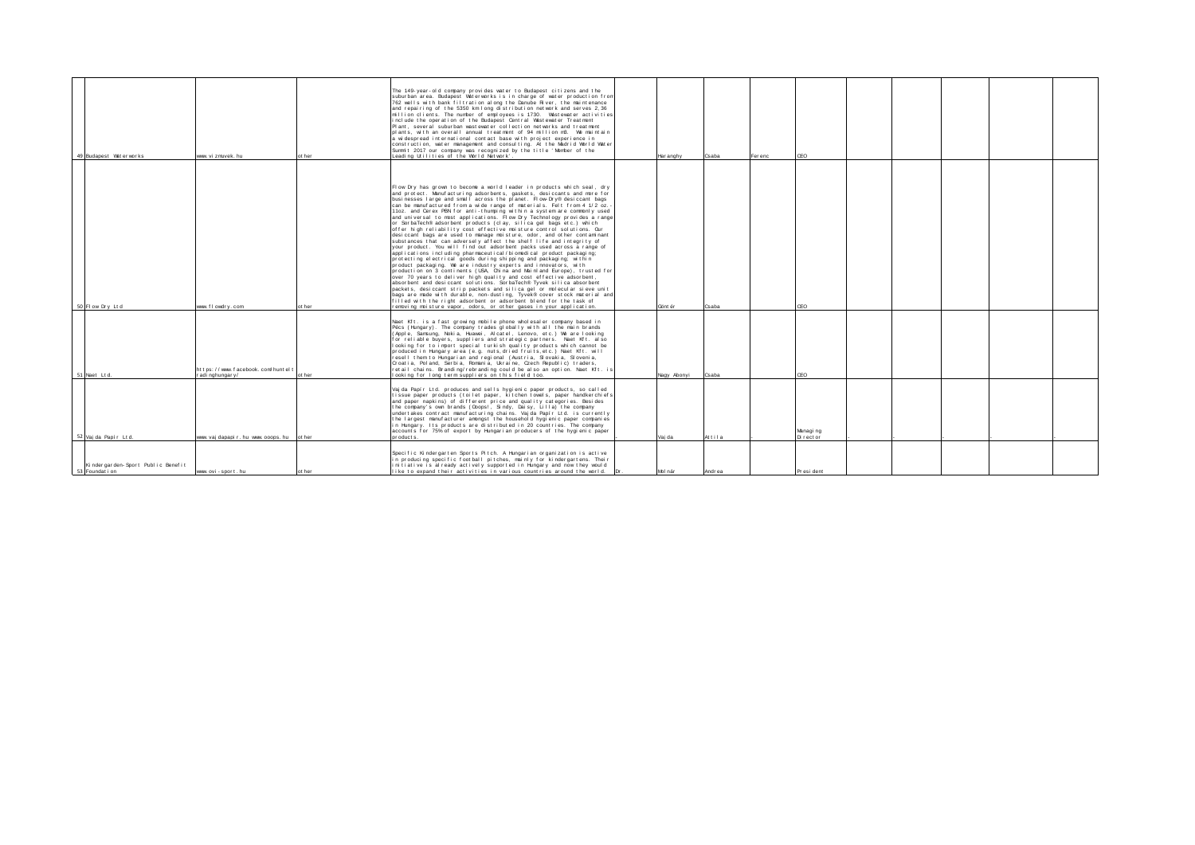| | | | | | | | | | | | | | | |
|---|---|---|---|---|---|---|---|---|---|---|---|---|---|---|
| 49 | Budapest Waterworks | www.vizmuvek.hu | other | The 149-year-old company provides water to Budapest citizens and the suburban area. Budapest Waterworks is in charge of water production from 762 wells with bank filtration along the Danube River, the maintenance and repairing of the 5350 km long distribution network and serves 2,36 million clients. The number of employees is 1730. Wastewater activities include the operation of the Budapest Central Wastewater Treatment Plant, several suburban wastewater collection networks and treatment plants, with an overall annual treatment of 94 million m3. We maintain a widespread international contact base with project experience in construction, water management and consulting. At the Madrid World Water Summit 2017 our company was recognized by the title 'Member of the Leading Utilities of the World Network'. | | Haranghy | Csaba | Ferenc | CEO | | | | | |
| 50 | Flow Dry Ltd | www.flowdry.com | other | Flow Dry has grown to become a world leader in products which seal, dry and protect. Manufacturing adsorbents, gaskets, desiccants and more for businesses large and small across the planet. Flow-Dry® desiccant bags can be manufactured from a wide range of materials. Felt from 4 1/2 oz.-11oz. and Cerex PBN for anti-thumping within a system are commonly used and universal to most applications. Flow Dry Technology provides a range or SorbaTech® adsorbent products (clay, silica gel bags etc.) which offer high reliability cost effective moisture control solutions. Our desiccant bags are used to manage moisture, odor, and other contaminant substances that can adversely affect the shelf life and integrity of your product. You will find out adsorbent packs used across a range of applications including pharmaceutical/biomedical product packaging; protecting electrical goods during shipping and packaging; within product packaging. We are industry experts and innovators, with production on 3 continents (USA, China and Mainland Europe), trusted for over 70 years to deliver high quality and cost effective adsorbent, absorbent and desiccant solutions. SorbaTech® Tyvek silica absorbent packets, desiccant strip packets and silica gel or molecular sieve unit bags are made with durable, non-dusting, Tyvek® cover stock material and filled with the right adsorbent or adsorbent blend for the task of removing moisture vapor, odors, or other gases in your application. | | Güntér | Csaba | | CEO | | | | | |
| 51 | Naet Ltd. | https://www.facebook.com/huntelt radinghungary/ | other | Naet Kft. is a fast growing mobile phone wholesaler company based in Pécs (Hungary). The company trades globally with all the main brands (Apple, Samsung, Nokia, Huawei, Alcatel, Lenovo, etc.) We are looking for reliable buyers, suppliers and strategic partners. Naet Kft. also looking for to import special turkish quality products which cannot be produced in Hungary area (e.g. nuts, dried fruits, etc.) Naet Kft. will resell them to Hungarian and regional (Austria, Slovakia, Slovenia, Croatia, Poland, Serbia, Romania, Ukraine, Czech Republic) traders, retail chains. Branding/rebranding could be also an option. Naet Kft. is looking for long term suppliers on this field too. | | Nagy Abonyi | Csaba | | CEO | | | | | |
| 52 | Vajda Papír Ltd. | www.vajdapapir.hu www.ooops.hu | other | Vajda Papír Ltd. produces and sells hygienic paper products, so called tissue paper products (toilet paper, kitchen towels, paper handkerchiefs and paper napkins) of different price and quality categories. Besides the company's own brands (Ooops!, Sindy, Daisy, Lilla) the company undertakes contract manufacturing chains. Vajda Papír Ltd. is currently the largest manufacturer amongst the household hygienic paper companies in Hungary. Its products are distributed in 20 countries. The company accounts for 75% of export by Hungarian producers of the hygienic paper products. | - | Vajda | Attila | - | Managing Director | - | - | - | - | - |
| 53 | Kindergarden-Sport Public Benefit Foundation | www.ovi-sport.hu | other | Specific Kindergarten Sports Pitch. A Hungarian organization is active in producing specific football pitches, mainly for kindergartens. Their initiative is already actively supported in Hungary and now they would like to expand their activities in various countries around the world. | Dr. | Molnár | Andrea | | President | | | | | |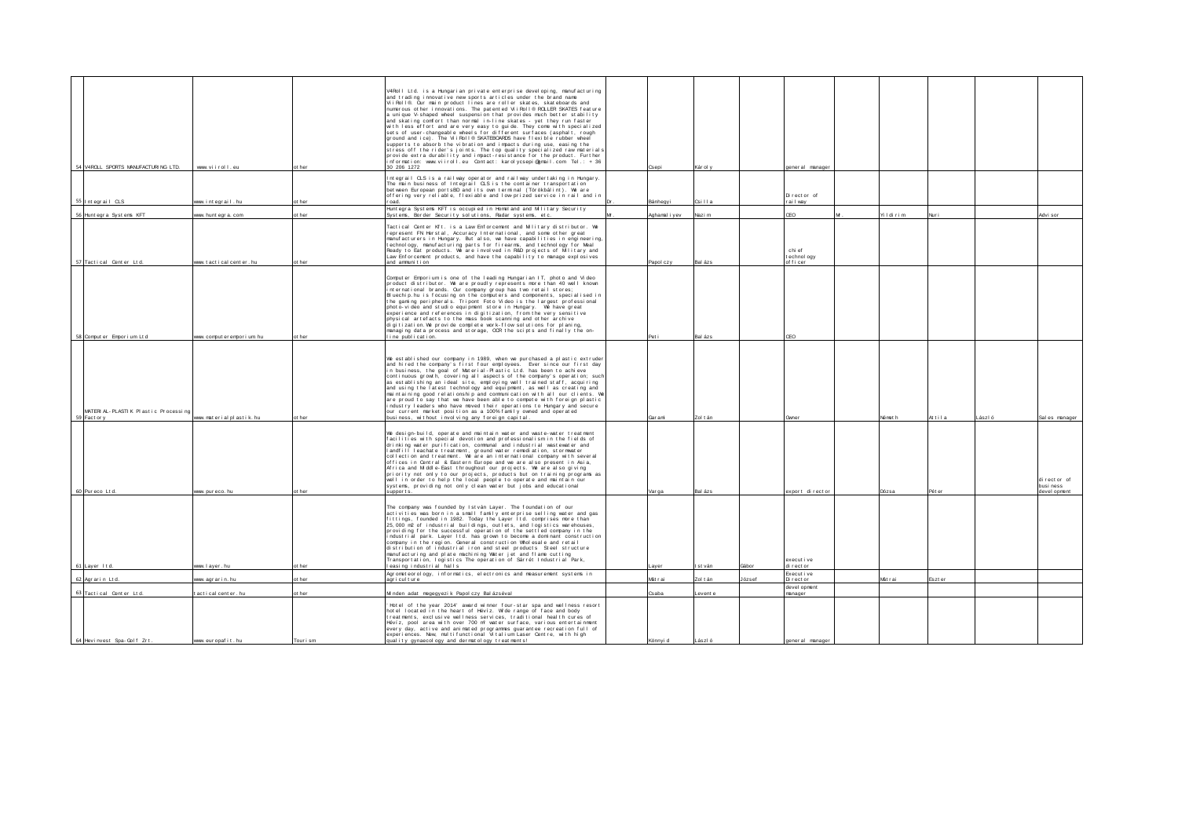| | | | | | | | | | | | | | | |
|---|---|---|---|---|---|---|---|---|---|---|---|---|---|---|
| 54 | V4ROLL SPORTS MANUFACTURING LTD. | www.viiroll.eu | other | V4Roll Ltd. is a Hungarian private enterprise developing, manufacturing and trading innovative new sports articles under the brand name ViiRoll®. Our main product lines are roller skates, skateboards and numerous other innovations. The patented ViiRoll® ROLLER SKATES feature a unique V-shaped wheel suspension that provides much better stability and skating comfort than normal in-line skates - yet they run faster with less effort and are very easy to guide. They come with specialized sets of user-changeable wheels for different surfaces (asphalt, rough ground and ice). The ViiRoll® SKATEBOARDS have flexible rubber wheel supports to absorb the vibration and impacts during use, easing the stress off the rider's joints. The top quality specialized raw materials provide extra durability and impact-resistance for the product. Further information: www.viiroll.eu Contact: karolycsepi@gmail.com Tel.: +36 30 206 1272 | | Csepi | Károly | | general manager | | | | | |
| 55 | Integrail CLS | www.integrail.hu | other | Integrail CLS is a railway operator and railway undertaking in Hungary. The main business of Integrail CLS is the container transportation between European ports and its own terminal (Törökbálint). We are offering very reliable, flexiable and low-prized service in rail and in road. | Dr. | Bánhegyi | Csilla | | Director of railway | | | | | |
| 56 | Huntegra Systems KFT | www.huntegra.com | other | Huntegra Systems KFT is occupied in Homeland and Military Security Systems, Border Security solutions, Radar systems, etc. | Mr. | Aghamaliyev | Nazim | | CEO | Mr. | Yildirim | Nuri | | Advisor |
| 57 | Tactical Center Ltd. | www.tacticalcenter.hu | other | Tactical Center Kft. is a Law Enforcement and Military distributor. We represent FN Herstal, Accuracy International, and some other great manufacturers in Hungary. But also, we have capabilities in engineering, technology, manufacturing parts for firearms, and technology for Meal Ready to Eat products. We are involved in R&D projects of Military and Law Enforcement products, and have the capability to manage explosives and ammunition | | Papolczy | Balázs | | chief technology officer | | | | | |
| 58 | Computer Emporium Ltd | www.computeremporium.hu | other | Computer Emporium is one of the leading Hungarian IT, photo and Video product distributor. We are proudly represents more than 40 well known international brands. Our company group has two retail stores; Bluechip.hu is focusing on the computers and components, specialised in the gaming peripherals. Tripont Foto Video is the largest professional photo-video and studio equipment store in Hungary. We have great experience and references in digitization, from the very sensitive physical artefacts to the mass book scanning and other archive digitization. We provide complete work-flow solutions for planing, managing data process and storage, OCR the scipts and finally the on-line publication. | | Peti | Balázs | | CEO | | | | | |
| 59 | MATERIAL-PLASTIK Plastic Processing Factory | www.materialplastik.hu | other | We established our company in 1989, when we purchased a plastic extruder and hired the company's first four employees. Ever since our first day in business, the goal of Material-Plastic Ltd. has been to achieve continuous growth, covering all aspects of the company's operation; such as establishing an ideal site, employing well trained staff, acquiring and using the latest technology and equipment, as well as creating and maintaining good relationship and communication with all our clients. We are proud to say that we have been able to compete with foreign plastic industry leaders who have moved their operations to Hungary and secure our current market position as a 100% family owned and operated business, without involving any foreign capital. | | Garami | Zoltán | | Owner | | Németh | Attila | László | Sales manager |
| 60 | Pureco Ltd. | www.pureco.hu | other | We design-build, operate and maintain water and waste-water treatment facilities with special devotion and professionalism in the fields of drinking water purification, communal and industrial wastewater and landfill leachate treatment, ground water remediation, stormwater collection and treatment. We are an international company with several offices in Central & Eastern Europe and we are also present in Asia, Africa and Middle-East throughout our projects. We are also giving priority not only to our projects, products but on training programs as well in order to help the local people to operate and maintain our systems, providing not only clean water but jobs and educational supports. | | Varga | Balázs | | export director | | Dózsa | Péter | | director of business development |
| 61 | Layer ltd. | www.layer.hu | other | The company was founded by István Layer. The foundation of our activities was born in a small family enterprise selling water and gas fittings, founded in 1982. Today the Layer ltd. comprises more than 25,000 m2 of industrial buildings, outlets, and logistics warehouses, providing for the successful operation of the settled company in the industrial park. Layer ltd. has grown to become a dominant construction company in the region. General construction Wholesale and retail distribution of industrial iron and steel products Steel structure manufacturing and plate machining Water jet and flame cutting Transportation, logistics The operation of Sárrét Industrial Park, leasing industrial halls | | Layer | István | Gábor | executive director | | | | | |
| 62 | Agrarin Ltd. | www.agrarin.hu | other | Agrometeorology, informatics, electronics and measurement systems in agriculture | | Mitrai | Zoltán | József | Executive Director | | Mitrai | Eszter | | |
| 63 | Tactical Center Ltd. | tacticalcenter.hu | other | Minden adat megegyezik Papolczy Balázséval | | Csaba | Levente | | development manager | | | | | |
| 64 | Hevinvest Spa-Golf Zrt. | www.europafit.hu | Tourism | 'Hotel of the year 2014' award winner four-star spa and wellness resort hotel located in the heart of Hévíz. Wide range of face and body treatments, exclusive wellness services, traditional health cures of Hévíz, pool area with over 700 m² water surface, various entertainment every day, active and animated programmes guarantee recreation full of experiences. New, multifunctional Vitalium Laser Centre, with high quality gynaecology and dermatology treatments! | | Könnyid | László | | general manager | | | | | |